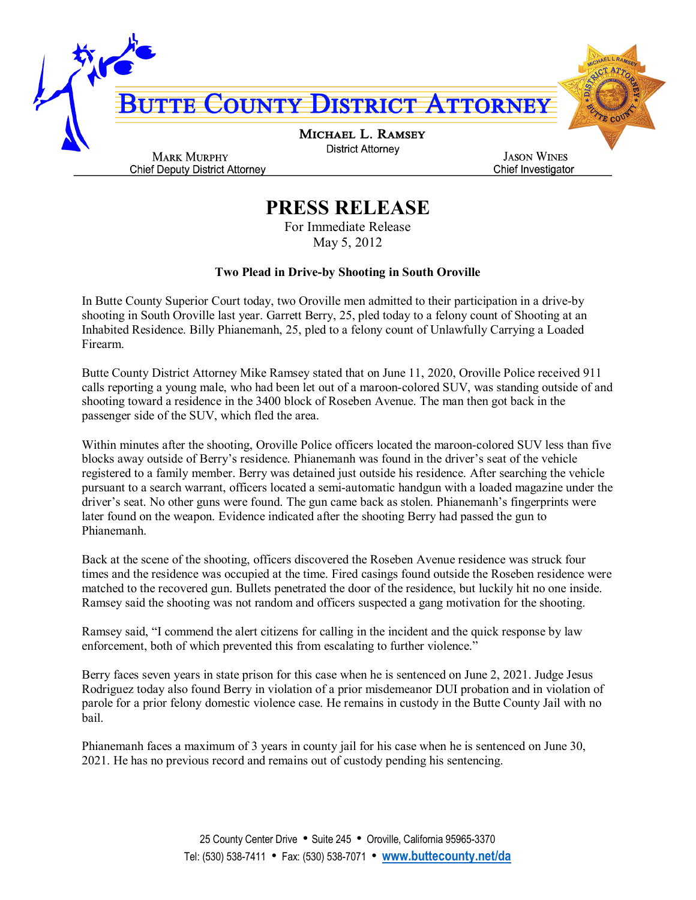# BUTTE COUNTY DISTRICT ATTORNEY

**MICHAEL L. RAMSEY**
District Attorney

**MARK MURPHY**
Chief Deputy District Attorney

**JASON WINES**
Chief Investigator

## PRESS RELEASE

For Immediate Release
May 5, 2012

### Two Plead in Drive-by Shooting in South Oroville

In Butte County Superior Court today, two Oroville men admitted to their participation in a drive-by shooting in South Oroville last year. Garrett Berry, 25, pled today to a felony count of Shooting at an Inhabited Residence. Billy Phianemanh, 25, pled to a felony count of Unlawfully Carrying a Loaded Firearm.

Butte County District Attorney Mike Ramsey stated that on June 11, 2020, Oroville Police received 911 calls reporting a young male, who had been let out of a maroon-colored SUV, was standing outside of and shooting toward a residence in the 3400 block of Roseben Avenue. The man then got back in the passenger side of the SUV, which fled the area.

Within minutes after the shooting, Oroville Police officers located the maroon-colored SUV less than five blocks away outside of Berry's residence. Phianemanh was found in the driver's seat of the vehicle registered to a family member. Berry was detained just outside his residence. After searching the vehicle pursuant to a search warrant, officers located a semi-automatic handgun with a loaded magazine under the driver's seat. No other guns were found. The gun came back as stolen. Phianemanh's fingerprints were later found on the weapon. Evidence indicated after the shooting Berry had passed the gun to Phianemanh.

Back at the scene of the shooting, officers discovered the Roseben Avenue residence was struck four times and the residence was occupied at the time. Fired casings found outside the Roseben residence were matched to the recovered gun. Bullets penetrated the door of the residence, but luckily hit no one inside. Ramsey said the shooting was not random and officers suspected a gang motivation for the shooting.

Ramsey said, "I commend the alert citizens for calling in the incident and the quick response by law enforcement, both of which prevented this from escalating to further violence."

Berry faces seven years in state prison for this case when he is sentenced on June 2, 2021. Judge Jesus Rodriguez today also found Berry in violation of a prior misdemeanor DUI probation and in violation of parole for a prior felony domestic violence case. He remains in custody in the Butte County Jail with no bail.

Phianemanh faces a maximum of 3 years in county jail for his case when he is sentenced on June 30, 2021. He has no previous record and remains out of custody pending his sentencing.

25 County Center Drive • Suite 245 • Oroville, California 95965-3370
Tel: (530) 538-7411 • Fax: (530) 538-7071 • www.buttecounty.net/da